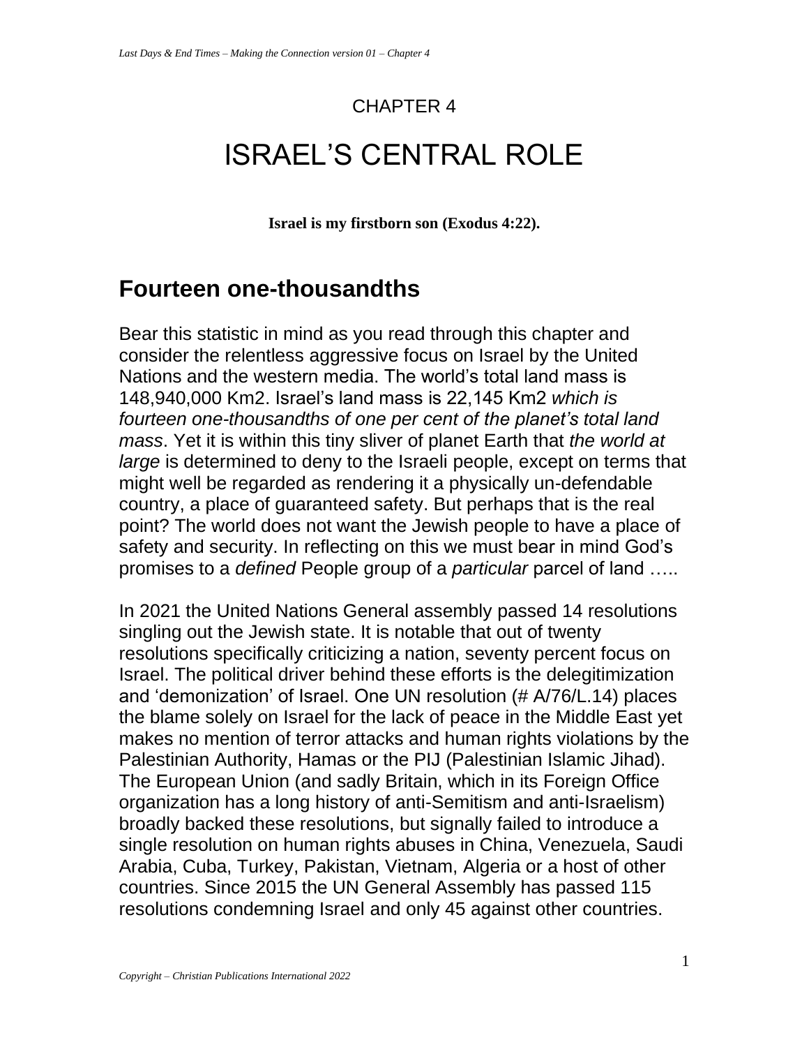CHAPTER 4

# ISRAEL'S CENTRAL ROLE

**Israel is my firstborn son (Exodus 4:22).**

## Fourteen one-thousandths

Bear this statistic in mind as you read through this chapter and consider the relentless aggressive focus on Israel by the United Nations and the western media. The world's total land mass is 148,940,000 Km2. Israel's land mass is 22,145 Km2 *which is fourteen one-thousandths of one per cent of the planet's total land mass*. Yet it is within this tiny sliver of planet Earth that *the world at large* is determined to deny to the Israeli people, except on terms that might well be regarded as rendering it a physically un-defendable country, a place of guaranteed safety. But perhaps that is the real point? The world does not want the Jewish people to have a place of safety and security. In reflecting on this we must bear in mind God's promises to a *defined* People group of a *particular* parcel of land …..

In 2021 the United Nations General assembly passed 14 resolutions singling out the Jewish state. It is notable that out of twenty resolutions specifically criticizing a nation, seventy percent focus on Israel. The political driver behind these efforts is the delegitimization and 'demonization' of Israel. One UN resolution (# A/76/L.14) places the blame solely on Israel for the lack of peace in the Middle East yet makes no mention of terror attacks and human rights violations by the Palestinian Authority, Hamas or the PIJ (Palestinian Islamic Jihad). The European Union (and sadly Britain, which in its Foreign Office organization has a long history of anti-Semitism and anti-Israelism) broadly backed these resolutions, but signally failed to introduce a single resolution on human rights abuses in China, Venezuela, Saudi Arabia, Cuba, Turkey, Pakistan, Vietnam, Algeria or a host of other countries. Since 2015 the UN General Assembly has passed 115 resolutions condemning Israel and only 45 against other countries.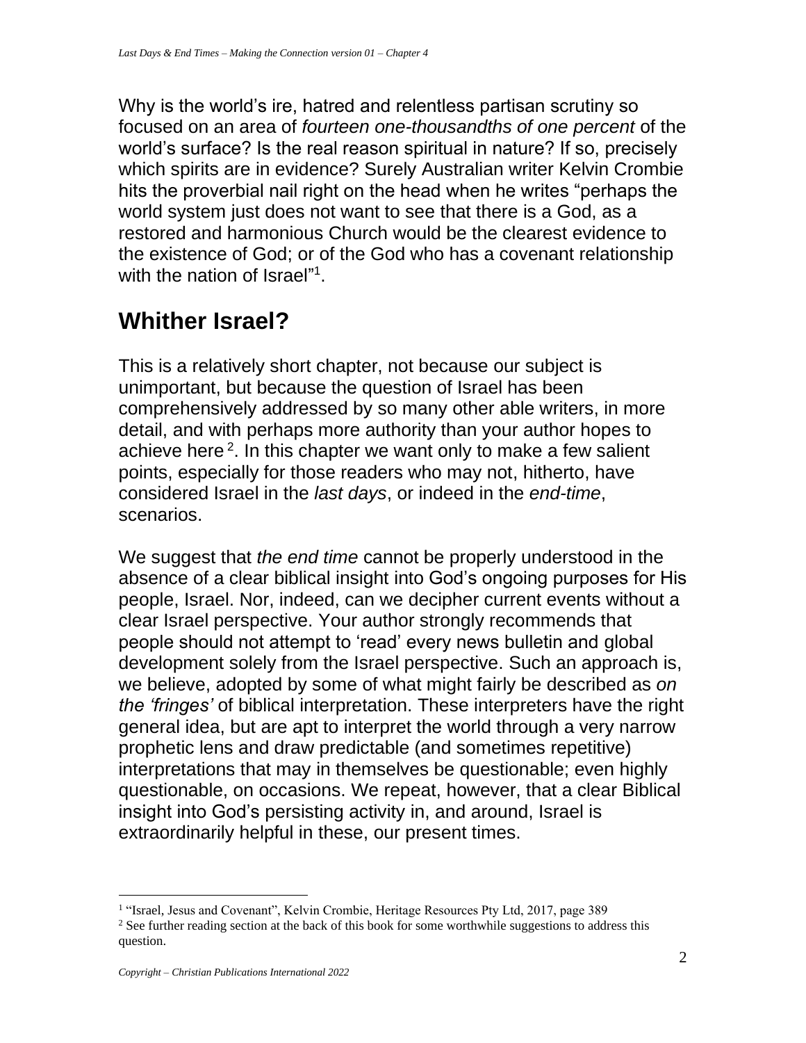Why is the world's ire, hatred and relentless partisan scrutiny so focused on an area of *fourteen one-thousandths of one percent* of the world's surface? Is the real reason spiritual in nature? If so, precisely which spirits are in evidence? Surely Australian writer Kelvin Crombie hits the proverbial nail right on the head when he writes "perhaps the world system just does not want to see that there is a God, as a restored and harmonious Church would be the clearest evidence to the existence of God; or of the God who has a covenant relationship with the nation of Israel"[1].

## Whither Israel?

This is a relatively short chapter, not because our subject is unimportant, but because the question of Israel has been comprehensively addressed by so many other able writers, in more detail, and with perhaps more authority than your author hopes to achieve here[2]. In this chapter we want only to make a few salient points, especially for those readers who may not, hitherto, have considered Israel in the *last days*, or indeed in the *end-time*, scenarios.

We suggest that *the end time* cannot be properly understood in the absence of a clear biblical insight into God's ongoing purposes for His people, Israel. Nor, indeed, can we decipher current events without a clear Israel perspective. Your author strongly recommends that people should not attempt to 'read' every news bulletin and global development solely from the Israel perspective. Such an approach is, we believe, adopted by some of what might fairly be described as *on the 'fringes'* of biblical interpretation. These interpreters have the right general idea, but are apt to interpret the world through a very narrow prophetic lens and draw predictable (and sometimes repetitive) interpretations that may in themselves be questionable; even highly questionable, on occasions. We repeat, however, that a clear Biblical insight into God's persisting activity in, and around, Israel is extraordinarily helpful in these, our present times.

---

[1] "Israel, Jesus and Covenant", Kelvin Crombie, Heritage Resources Pty Ltd, 2017, page 389

[2] See further reading section at the back of this book for some worthwhile suggestions to address this question.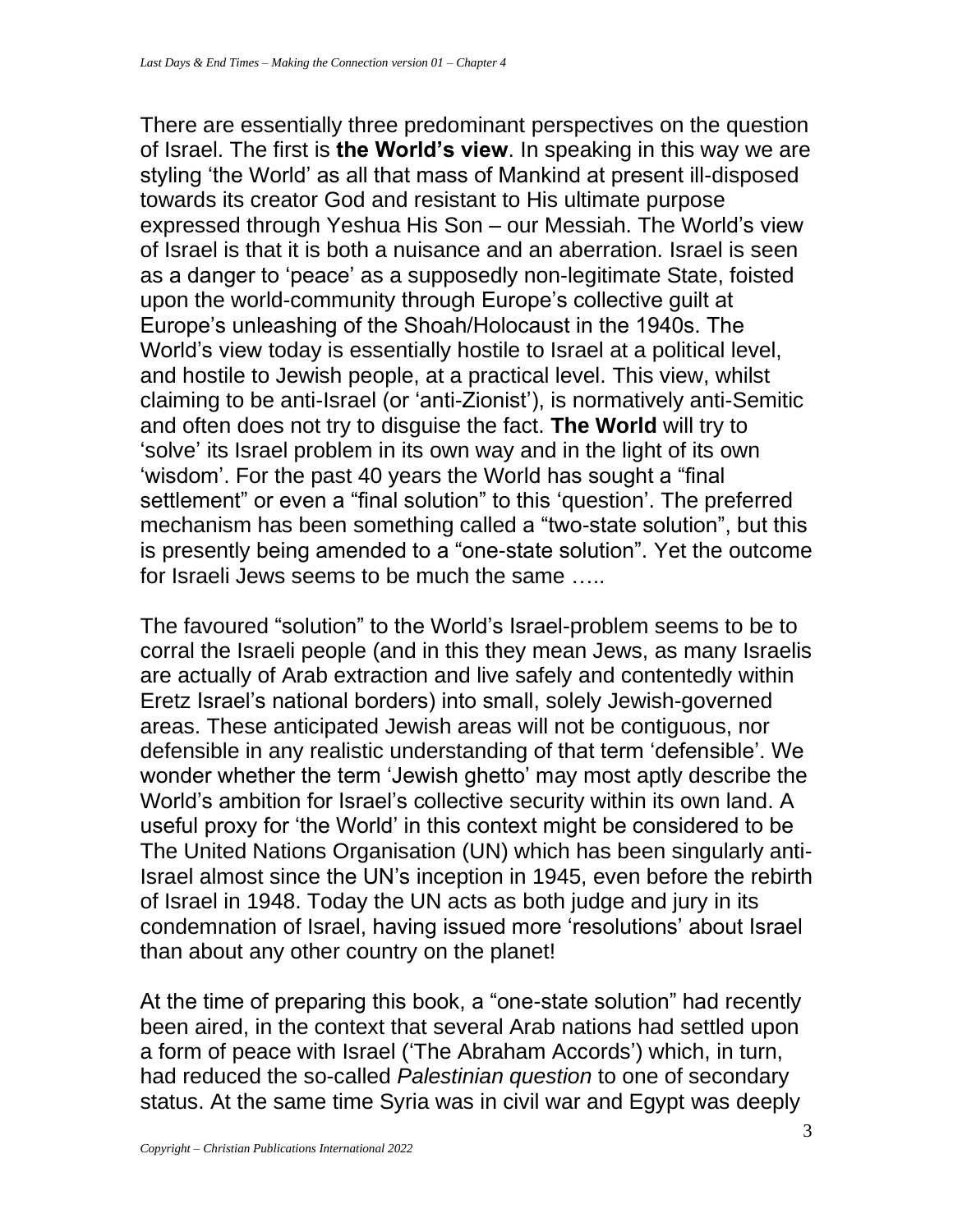There are essentially three predominant perspectives on the question of Israel. The first is **the World's view**. In speaking in this way we are styling 'the World' as all that mass of Mankind at present ill-disposed towards its creator God and resistant to His ultimate purpose expressed through Yeshua His Son – our Messiah. The World's view of Israel is that it is both a nuisance and an aberration. Israel is seen as a danger to 'peace' as a supposedly non-legitimate State, foisted upon the world-community through Europe's collective guilt at Europe's unleashing of the Shoah/Holocaust in the 1940s. The World's view today is essentially hostile to Israel at a political level, and hostile to Jewish people, at a practical level. This view, whilst claiming to be anti-Israel (or 'anti-Zionist'), is normatively anti-Semitic and often does not try to disguise the fact. **The World** will try to 'solve' its Israel problem in its own way and in the light of its own 'wisdom'. For the past 40 years the World has sought a "final settlement" or even a "final solution" to this 'question'. The preferred mechanism has been something called a "two-state solution", but this is presently being amended to a "one-state solution". Yet the outcome for Israeli Jews seems to be much the same …..

The favoured "solution" to the World's Israel-problem seems to be to corral the Israeli people (and in this they mean Jews, as many Israelis are actually of Arab extraction and live safely and contentedly within Eretz Israel's national borders) into small, solely Jewish-governed areas. These anticipated Jewish areas will not be contiguous, nor defensible in any realistic understanding of that term 'defensible'. We wonder whether the term 'Jewish ghetto' may most aptly describe the World's ambition for Israel's collective security within its own land. A useful proxy for 'the World' in this context might be considered to be The United Nations Organisation (UN) which has been singularly anti-Israel almost since the UN's inception in 1945, even before the rebirth of Israel in 1948. Today the UN acts as both judge and jury in its condemnation of Israel, having issued more 'resolutions' about Israel than about any other country on the planet!

At the time of preparing this book, a "one-state solution" had recently been aired, in the context that several Arab nations had settled upon a form of peace with Israel ('The Abraham Accords') which, in turn, had reduced the so-called *Palestinian question* to one of secondary status. At the same time Syria was in civil war and Egypt was deeply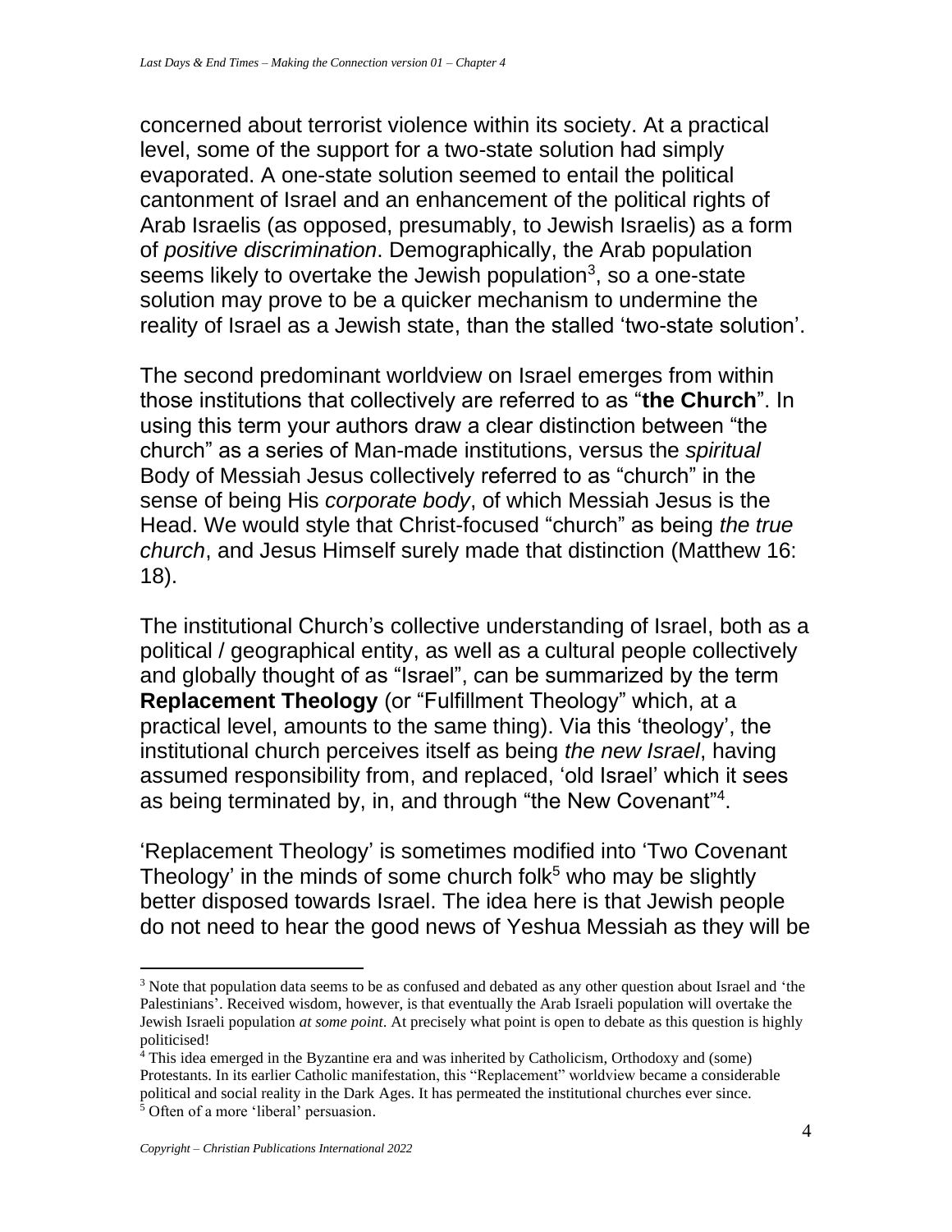concerned about terrorist violence within its society. At a practical level, some of the support for a two-state solution had simply evaporated. A one-state solution seemed to entail the political cantonment of Israel and an enhancement of the political rights of Arab Israelis (as opposed, presumably, to Jewish Israelis) as a form of *positive discrimination*. Demographically, the Arab population seems likely to overtake the Jewish population[3], so a one-state solution may prove to be a quicker mechanism to undermine the reality of Israel as a Jewish state, than the stalled 'two-state solution'.

The second predominant worldview on Israel emerges from within those institutions that collectively are referred to as "**the Church**". In using this term your authors draw a clear distinction between "the church" as a series of Man-made institutions, versus the *spiritual* Body of Messiah Jesus collectively referred to as "church" in the sense of being His *corporate body*, of which Messiah Jesus is the Head. We would style that Christ-focused "church" as being *the true church*, and Jesus Himself surely made that distinction (Matthew 16: 18).

The institutional Church's collective understanding of Israel, both as a political / geographical entity, as well as a cultural people collectively and globally thought of as "Israel", can be summarized by the term **Replacement Theology** (or "Fulfillment Theology" which, at a practical level, amounts to the same thing). Via this 'theology', the institutional church perceives itself as being *the new Israel*, having assumed responsibility from, and replaced, 'old Israel' which it sees as being terminated by, in, and through "the New Covenant"[4].

'Replacement Theology' is sometimes modified into 'Two Covenant Theology' in the minds of some church folk[5] who may be slightly better disposed towards Israel. The idea here is that Jewish people do not need to hear the good news of Yeshua Messiah as they will be

---

[3] Note that population data seems to be as confused and debated as any other question about Israel and 'the Palestinians'. Received wisdom, however, is that eventually the Arab Israeli population will overtake the Jewish Israeli population *at some point*. At precisely what point is open to debate as this question is highly politicised!

[4] This idea emerged in the Byzantine era and was inherited by Catholicism, Orthodoxy and (some) Protestants. In its earlier Catholic manifestation, this "Replacement" worldview became a considerable political and social reality in the Dark Ages. It has permeated the institutional churches ever since.

[5] Often of a more 'liberal' persuasion.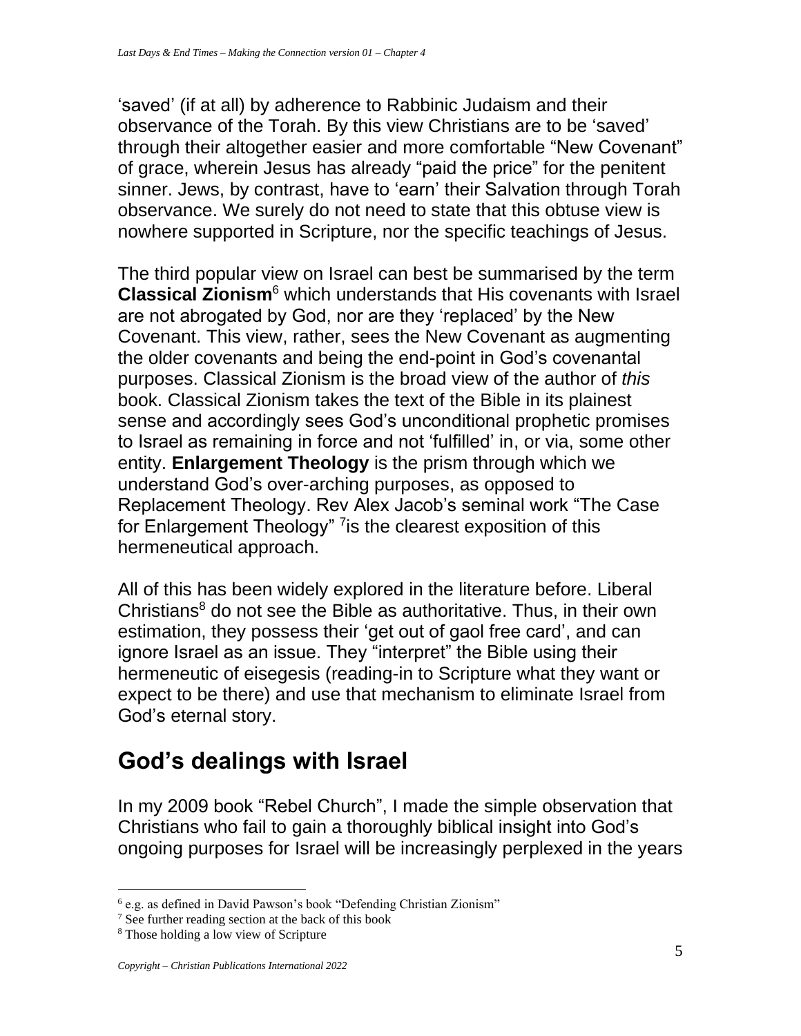'saved' (if at all) by adherence to Rabbinic Judaism and their observance of the Torah. By this view Christians are to be 'saved' through their altogether easier and more comfortable "New Covenant" of grace, wherein Jesus has already "paid the price" for the penitent sinner. Jews, by contrast, have to 'earn' their Salvation through Torah observance. We surely do not need to state that this obtuse view is nowhere supported in Scripture, nor the specific teachings of Jesus.

The third popular view on Israel can best be summarised by the term **Classical Zionism**[6] which understands that His covenants with Israel are not abrogated by God, nor are they 'replaced' by the New Covenant. This view, rather, sees the New Covenant as augmenting the older covenants and being the end-point in God's covenantal purposes. Classical Zionism is the broad view of the author of *this* book. Classical Zionism takes the text of the Bible in its plainest sense and accordingly sees God's unconditional prophetic promises to Israel as remaining in force and not 'fulfilled' in, or via, some other entity. **Enlargement Theology** is the prism through which we understand God's over-arching purposes, as opposed to Replacement Theology. Rev Alex Jacob's seminal work "The Case for Enlargement Theology" [7]is the clearest exposition of this hermeneutical approach.

All of this has been widely explored in the literature before. Liberal Christians[8] do not see the Bible as authoritative. Thus, in their own estimation, they possess their 'get out of gaol free card', and can ignore Israel as an issue. They "interpret" the Bible using their hermeneutic of eisegesis (reading-in to Scripture what they want or expect to be there) and use that mechanism to eliminate Israel from God's eternal story.

## God's dealings with Israel

In my 2009 book "Rebel Church", I made the simple observation that Christians who fail to gain a thoroughly biblical insight into God's ongoing purposes for Israel will be increasingly perplexed in the years

---

[6] e.g. as defined in David Pawson's book "Defending Christian Zionism"

[7] See further reading section at the back of this book

[8] Those holding a low view of Scripture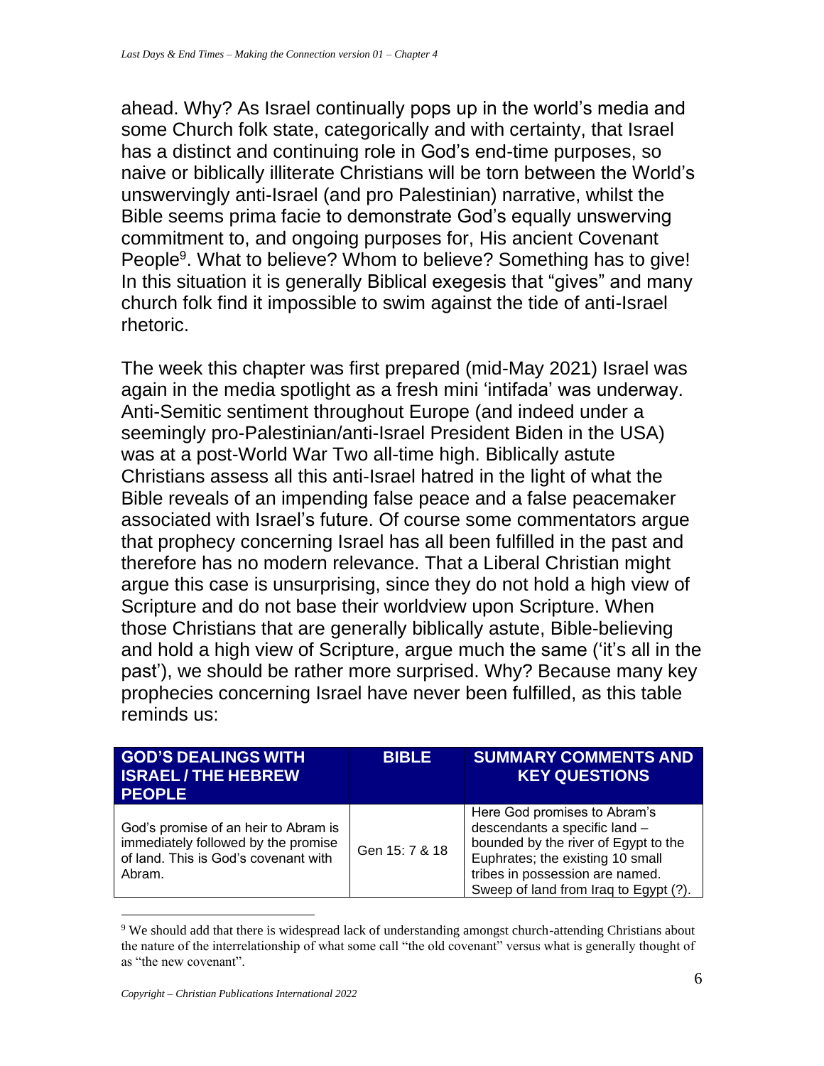ahead. Why? As Israel continually pops up in the world's media and some Church folk state, categorically and with certainty, that Israel has a distinct and continuing role in God's end-time purposes, so naive or biblically illiterate Christians will be torn between the World's unswervingly anti-Israel (and pro Palestinian) narrative, whilst the Bible seems prima facie to demonstrate God's equally unswerving commitment to, and ongoing purposes for, His ancient Covenant People[9]. What to believe? Whom to believe? Something has to give! In this situation it is generally Biblical exegesis that "gives" and many church folk find it impossible to swim against the tide of anti-Israel rhetoric.

The week this chapter was first prepared (mid-May 2021) Israel was again in the media spotlight as a fresh mini 'intifada' was underway. Anti-Semitic sentiment throughout Europe (and indeed under a seemingly pro-Palestinian/anti-Israel President Biden in the USA) was at a post-World War Two all-time high. Biblically astute Christians assess all this anti-Israel hatred in the light of what the Bible reveals of an impending false peace and a false peacemaker associated with Israel's future. Of course some commentators argue that prophecy concerning Israel has all been fulfilled in the past and therefore has no modern relevance. That a Liberal Christian might argue this case is unsurprising, since they do not hold a high view of Scripture and do not base their worldview upon Scripture. When those Christians that are generally biblically astute, Bible-believing and hold a high view of Scripture, argue much the same ('it's all in the past'), we should be rather more surprised. Why? Because many key prophecies concerning Israel have never been fulfilled, as this table reminds us:

| GOD'S DEALINGS WITH ISRAEL / THE HEBREW PEOPLE | BIBLE | SUMMARY COMMENTS AND KEY QUESTIONS |
|---|---|---|
| God's promise of an heir to Abram is immediately followed by the promise of land. This is God's covenant with Abram. | Gen 15: 7 & 18 | Here God promises to Abram's descendants a specific land – bounded by the river of Egypt to the Euphrates; the existing 10 small tribes in possession are named. Sweep of land from Iraq to Egypt (?). |

[9] We should add that there is widespread lack of understanding amongst church-attending Christians about the nature of the interrelationship of what some call "the old covenant" versus what is generally thought of as "the new covenant".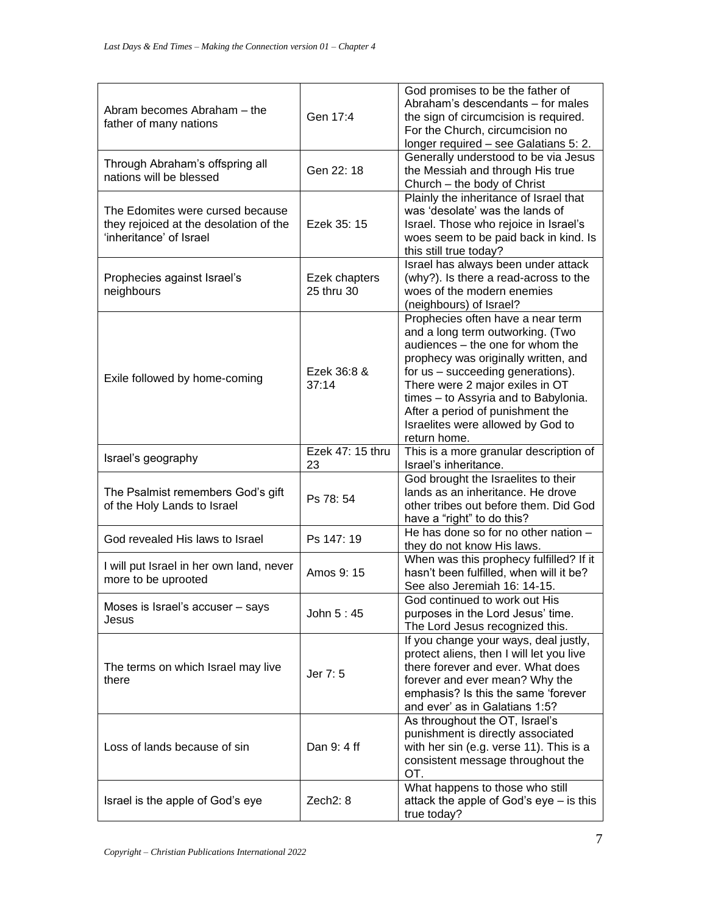| | | |
|---|---|---|
| Abram becomes Abraham – the father of many nations | Gen 17:4 | God promises to be the father of Abraham's descendants – for males the sign of circumcision is required. For the Church, circumcision no longer required – see Galatians 5: 2. |
| Through Abraham's offspring all nations will be blessed | Gen 22: 18 | Generally understood to be via Jesus the Messiah and through His true Church – the body of Christ |
| The Edomites were cursed because they rejoiced at the desolation of the 'inheritance' of Israel | Ezek 35: 15 | Plainly the inheritance of Israel that was 'desolate' was the lands of Israel. Those who rejoice in Israel's woes seem to be paid back in kind. Is this still true today? |
| Prophecies against Israel's neighbours | Ezek chapters 25 thru 30 | Israel has always been under attack (why?). Is there a read-across to the woes of the modern enemies (neighbours) of Israel? |
| Exile followed by home-coming | Ezek 36:8 & 37:14 | Prophecies often have a near term and a long term outworking. (Two audiences – the one for whom the prophecy was originally written, and for us – succeeding generations). There were 2 major exiles in OT times – to Assyria and to Babylonia. After a period of punishment the Israelites were allowed by God to return home. |
| Israel's geography | Ezek 47: 15 thru 23 | This is a more granular description of Israel's inheritance. |
| The Psalmist remembers God's gift of the Holy Lands to Israel | Ps 78: 54 | God brought the Israelites to their lands as an inheritance. He drove other tribes out before them. Did God have a "right" to do this? |
| God revealed His laws to Israel | Ps 147: 19 | He has done so for no other nation – they do not know His laws. |
| I will put Israel in her own land, never more to be uprooted | Amos 9: 15 | When was this prophecy fulfilled? If it hasn't been fulfilled, when will it be? See also Jeremiah 16: 14-15. |
| Moses is Israel's accuser – says Jesus | John 5 : 45 | God continued to work out His purposes in the Lord Jesus' time. The Lord Jesus recognized this. |
| The terms on which Israel may live there | Jer 7: 5 | If you change your ways, deal justly, protect aliens, then I will let you live there forever and ever. What does forever and ever mean? Why the emphasis? Is this the same 'forever and ever' as in Galatians 1:5? |
| Loss of lands because of sin | Dan 9: 4 ff | As throughout the OT, Israel's punishment is directly associated with her sin (e.g. verse 11). This is a consistent message throughout the OT. |
| Israel is the apple of God's eye | Zech2: 8 | What happens to those who still attack the apple of God's eye – is this true today? |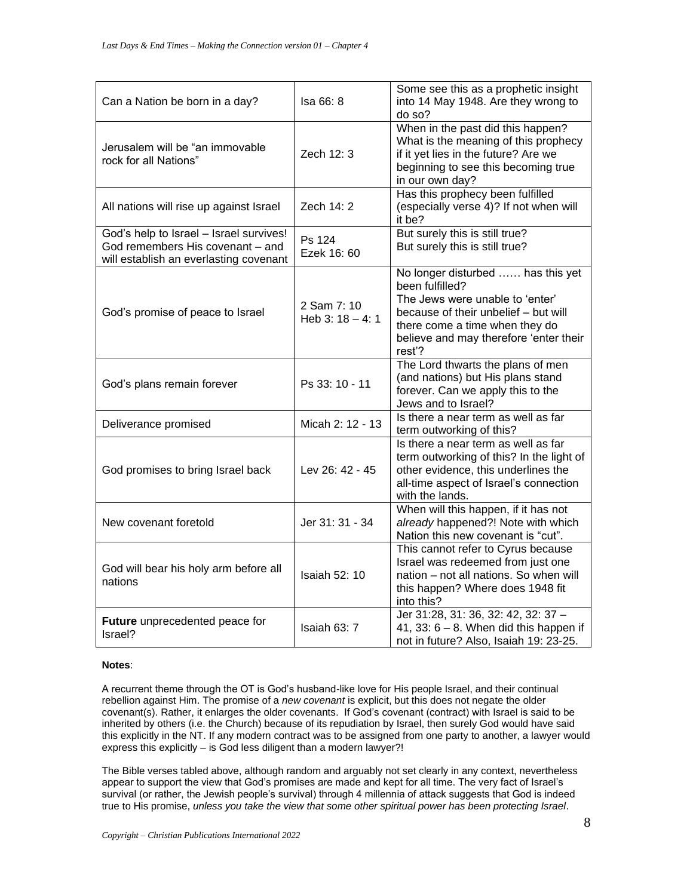| Can a Nation be born in a day? | Isa 66: 8 | Some see this as a prophetic insight into 14 May 1948. Are they wrong to do so? |
|---|---|---|
| Jerusalem will be "an immovable rock for all Nations" | Zech 12: 3 | When in the past did this happen? What is the meaning of this prophecy if it yet lies in the future? Are we beginning to see this becoming true in our own day? |
| All nations will rise up against Israel | Zech 14: 2 | Has this prophecy been fulfilled (especially verse 4)? If not when will it be? |
| God's help to Israel – Israel survives! God remembers His covenant – and will establish an everlasting covenant | Ps 124<br>Ezek 16: 60 | But surely this is still true?<br>But surely this is still true? |
| God's promise of peace to Israel | 2 Sam 7: 10<br>Heb 3: 18 – 4: 1 | No longer disturbed …… has this yet been fulfilled?<br>The Jews were unable to 'enter' because of their unbelief – but will there come a time when they do believe and may therefore 'enter their rest'? |
| God's plans remain forever | Ps 33: 10 - 11 | The Lord thwarts the plans of men (and nations) but His plans stand forever. Can we apply this to the Jews and to Israel? |
| Deliverance promised | Micah 2: 12 - 13 | Is there a near term as well as far term outworking of this? |
| God promises to bring Israel back | Lev 26: 42 - 45 | Is there a near term as well as far term outworking of this? In the light of other evidence, this underlines the all-time aspect of Israel's connection with the lands. |
| New covenant foretold | Jer 31: 31 - 34 | When will this happen, if it has not *already* happened?! Note with which Nation this new covenant is "cut". |
| God will bear his holy arm before all nations | Isaiah 52: 10 | This cannot refer to Cyrus because Israel was redeemed from just one nation – not all nations. So when will this happen? Where does 1948 fit into this? |
| **Future** unprecedented peace for Israel? | Isaiah 63: 7 | Jer 31:28, 31: 36, 32: 42, 32: 37 – 41, 33: 6 – 8. When did this happen if not in future? Also, Isaiah 19: 23-25. |

**Notes**:

A recurrent theme through the OT is God's husband-like love for His people Israel, and their continual rebellion against Him. The promise of a *new covenant* is explicit, but this does not negate the older covenant(s). Rather, it enlarges the older covenants. If God's covenant (contract) with Israel is said to be inherited by others (i.e. the Church) because of its repudiation by Israel, then surely God would have said this explicitly in the NT. If any modern contract was to be assigned from one party to another, a lawyer would express this explicitly – is God less diligent than a modern lawyer?!

The Bible verses tabled above, although random and arguably not set clearly in any context, nevertheless appear to support the view that God's promises are made and kept for all time. The very fact of Israel's survival (or rather, the Jewish people's survival) through 4 millennia of attack suggests that God is indeed true to His promise, *unless you take the view that some other spiritual power has been protecting Israel*.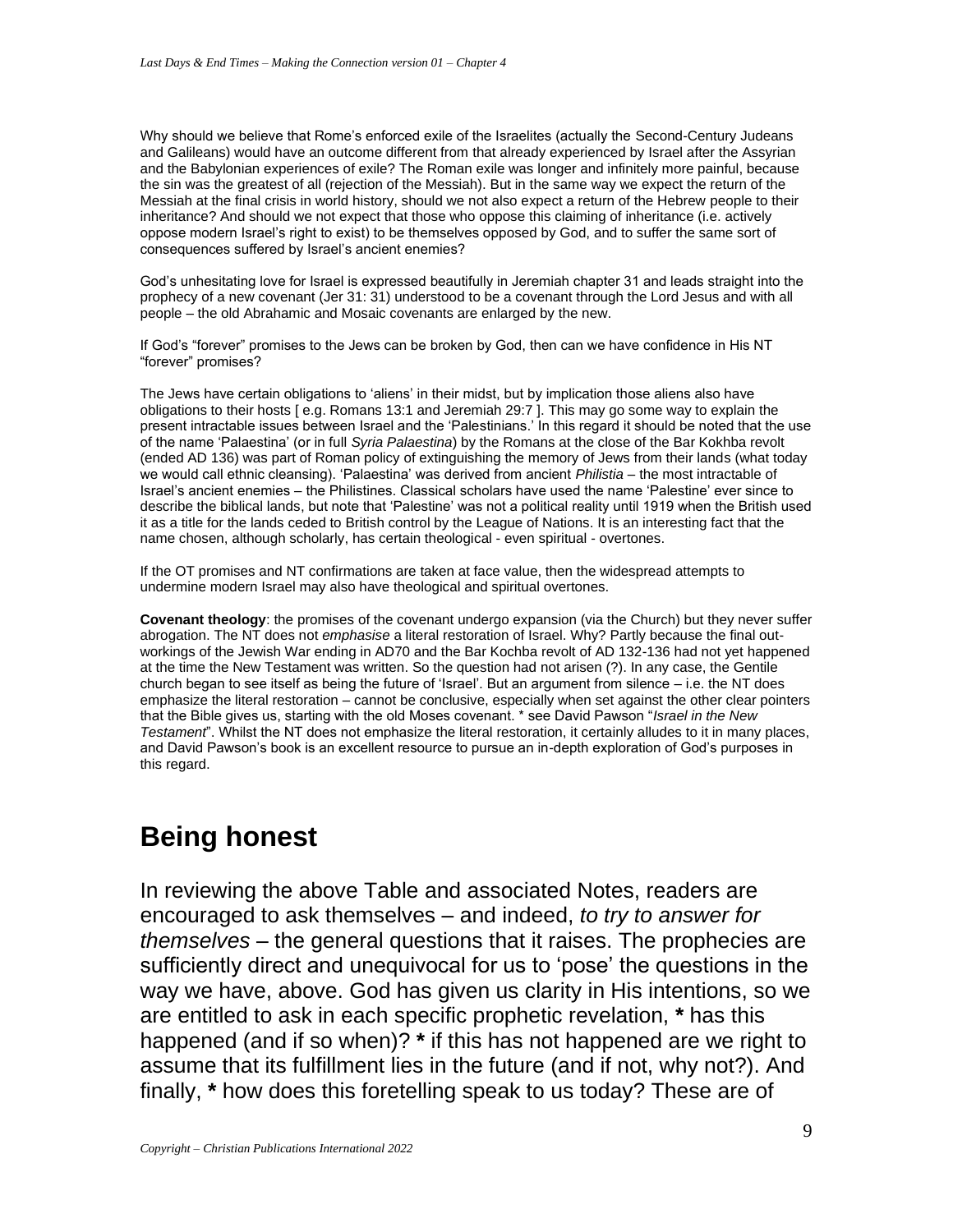Why should we believe that Rome's enforced exile of the Israelites (actually the Second-Century Judeans and Galileans) would have an outcome different from that already experienced by Israel after the Assyrian and the Babylonian experiences of exile? The Roman exile was longer and infinitely more painful, because the sin was the greatest of all (rejection of the Messiah). But in the same way we expect the return of the Messiah at the final crisis in world history, should we not also expect a return of the Hebrew people to their inheritance? And should we not expect that those who oppose this claiming of inheritance (i.e. actively oppose modern Israel's right to exist) to be themselves opposed by God, and to suffer the same sort of consequences suffered by Israel's ancient enemies?

God's unhesitating love for Israel is expressed beautifully in Jeremiah chapter 31 and leads straight into the prophecy of a new covenant (Jer 31: 31) understood to be a covenant through the Lord Jesus and with all people – the old Abrahamic and Mosaic covenants are enlarged by the new.

If God's "forever" promises to the Jews can be broken by God, then can we have confidence in His NT "forever" promises?

The Jews have certain obligations to 'aliens' in their midst, but by implication those aliens also have obligations to their hosts [ e.g. Romans 13:1 and Jeremiah 29:7 ]. This may go some way to explain the present intractable issues between Israel and the 'Palestinians.' In this regard it should be noted that the use of the name 'Palaestina' (or in full *Syria Palaestina*) by the Romans at the close of the Bar Kokhba revolt (ended AD 136) was part of Roman policy of extinguishing the memory of Jews from their lands (what today we would call ethnic cleansing). 'Palaestina' was derived from ancient *Philistia* – the most intractable of Israel's ancient enemies – the Philistines. Classical scholars have used the name 'Palestine' ever since to describe the biblical lands, but note that 'Palestine' was not a political reality until 1919 when the British used it as a title for the lands ceded to British control by the League of Nations. It is an interesting fact that the name chosen, although scholarly, has certain theological - even spiritual - overtones.

If the OT promises and NT confirmations are taken at face value, then the widespread attempts to undermine modern Israel may also have theological and spiritual overtones.

**Covenant theology**: the promises of the covenant undergo expansion (via the Church) but they never suffer abrogation. The NT does not *emphasise* a literal restoration of Israel. Why? Partly because the final out-workings of the Jewish War ending in AD70 and the Bar Kochba revolt of AD 132-136 had not yet happened at the time the New Testament was written. So the question had not arisen (?). In any case, the Gentile church began to see itself as being the future of 'Israel'. But an argument from silence – i.e. the NT does emphasize the literal restoration – cannot be conclusive, especially when set against the other clear pointers that the Bible gives us, starting with the old Moses covenant. * see David Pawson "*Israel in the New Testament*". Whilst the NT does not emphasize the literal restoration, it certainly alludes to it in many places, and David Pawson's book is an excellent resource to pursue an in-depth exploration of God's purposes in this regard.

# Being honest

In reviewing the above Table and associated Notes, readers are encouraged to ask themselves – and indeed, *to try to answer for themselves* – the general questions that it raises. The prophecies are sufficiently direct and unequivocal for us to 'pose' the questions in the way we have, above. God has given us clarity in His intentions, so we are entitled to ask in each specific prophetic revelation, **\*** has this happened (and if so when)? **\*** if this has not happened are we right to assume that its fulfillment lies in the future (and if not, why not?). And finally, **\*** how does this foretelling speak to us today? These are of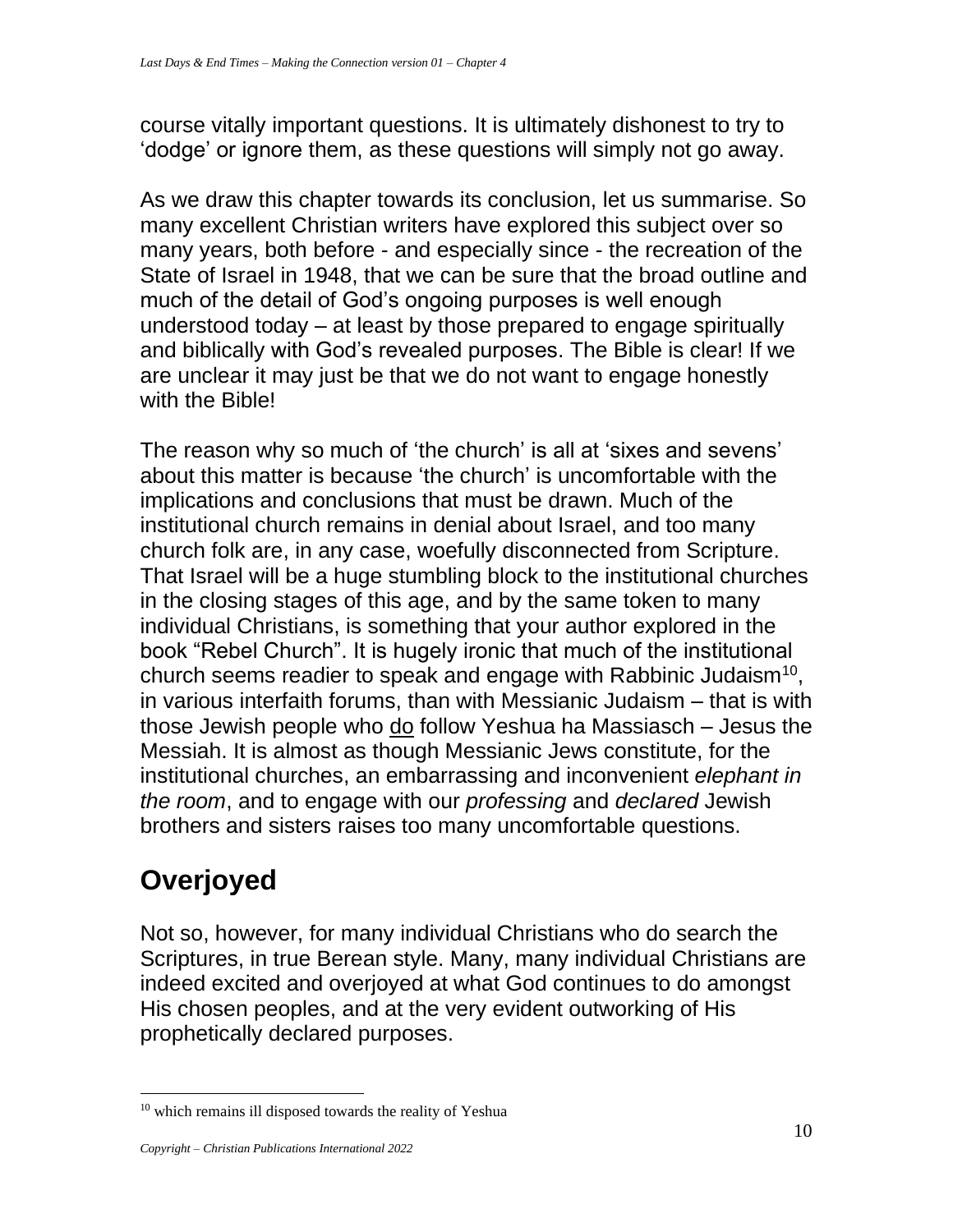course vitally important questions. It is ultimately dishonest to try to 'dodge' or ignore them, as these questions will simply not go away.

As we draw this chapter towards its conclusion, let us summarise. So many excellent Christian writers have explored this subject over so many years, both before - and especially since - the recreation of the State of Israel in 1948, that we can be sure that the broad outline and much of the detail of God's ongoing purposes is well enough understood today – at least by those prepared to engage spiritually and biblically with God's revealed purposes. The Bible is clear! If we are unclear it may just be that we do not want to engage honestly with the Bible!

The reason why so much of 'the church' is all at 'sixes and sevens' about this matter is because 'the church' is uncomfortable with the implications and conclusions that must be drawn. Much of the institutional church remains in denial about Israel, and too many church folk are, in any case, woefully disconnected from Scripture. That Israel will be a huge stumbling block to the institutional churches in the closing stages of this age, and by the same token to many individual Christians, is something that your author explored in the book "Rebel Church". It is hugely ironic that much of the institutional church seems readier to speak and engage with Rabbinic Judaism[10], in various interfaith forums, than with Messianic Judaism – that is with those Jewish people who do follow Yeshua ha Massiasch – Jesus the Messiah. It is almost as though Messianic Jews constitute, for the institutional churches, an embarrassing and inconvenient *elephant in the room*, and to engage with our *professing* and *declared* Jewish brothers and sisters raises too many uncomfortable questions.

## Overjoyed

Not so, however, for many individual Christians who do search the Scriptures, in true Berean style. Many, many individual Christians are indeed excited and overjoyed at what God continues to do amongst His chosen peoples, and at the very evident outworking of His prophetically declared purposes.

[10] which remains ill disposed towards the reality of Yeshua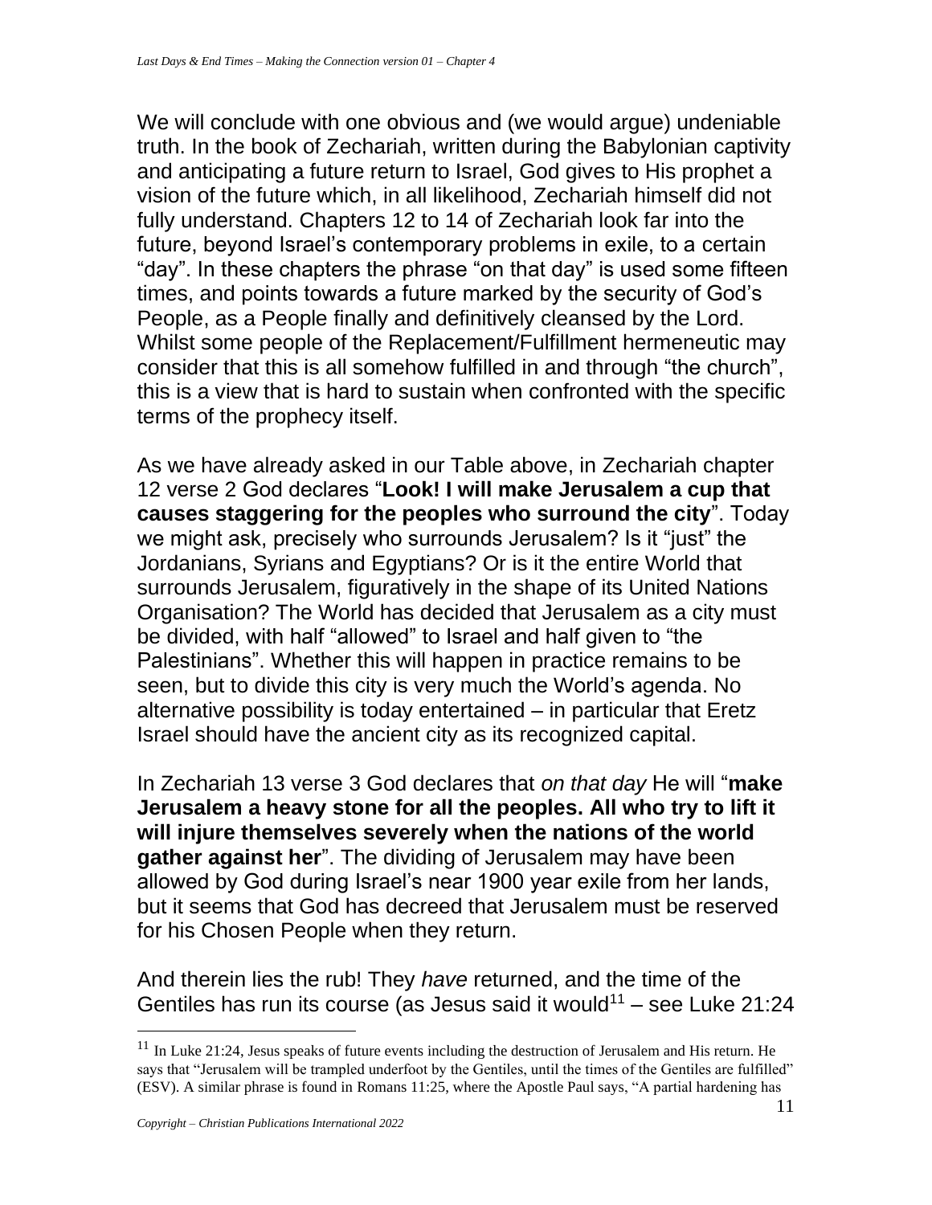We will conclude with one obvious and (we would argue) undeniable truth. In the book of Zechariah, written during the Babylonian captivity and anticipating a future return to Israel, God gives to His prophet a vision of the future which, in all likelihood, Zechariah himself did not fully understand. Chapters 12 to 14 of Zechariah look far into the future, beyond Israel's contemporary problems in exile, to a certain "day". In these chapters the phrase "on that day" is used some fifteen times, and points towards a future marked by the security of God's People, as a People finally and definitively cleansed by the Lord. Whilst some people of the Replacement/Fulfillment hermeneutic may consider that this is all somehow fulfilled in and through "the church", this is a view that is hard to sustain when confronted with the specific terms of the prophecy itself.

As we have already asked in our Table above, in Zechariah chapter 12 verse 2 God declares "**Look! I will make Jerusalem a cup that causes staggering for the peoples who surround the city**". Today we might ask, precisely who surrounds Jerusalem? Is it "just" the Jordanians, Syrians and Egyptians? Or is it the entire World that surrounds Jerusalem, figuratively in the shape of its United Nations Organisation? The World has decided that Jerusalem as a city must be divided, with half "allowed" to Israel and half given to "the Palestinians". Whether this will happen in practice remains to be seen, but to divide this city is very much the World's agenda. No alternative possibility is today entertained – in particular that Eretz Israel should have the ancient city as its recognized capital.

In Zechariah 13 verse 3 God declares that *on that day* He will "**make Jerusalem a heavy stone for all the peoples. All who try to lift it will injure themselves severely when the nations of the world gather against her**". The dividing of Jerusalem may have been allowed by God during Israel's near 1900 year exile from her lands, but it seems that God has decreed that Jerusalem must be reserved for his Chosen People when they return.

And therein lies the rub! They *have* returned, and the time of the Gentiles has run its course (as Jesus said it would[11] – see Luke 21:24

[11] In Luke 21:24, Jesus speaks of future events including the destruction of Jerusalem and His return. He says that "Jerusalem will be trampled underfoot by the Gentiles, until the times of the Gentiles are fulfilled" (ESV). A similar phrase is found in Romans 11:25, where the Apostle Paul says, "A partial hardening has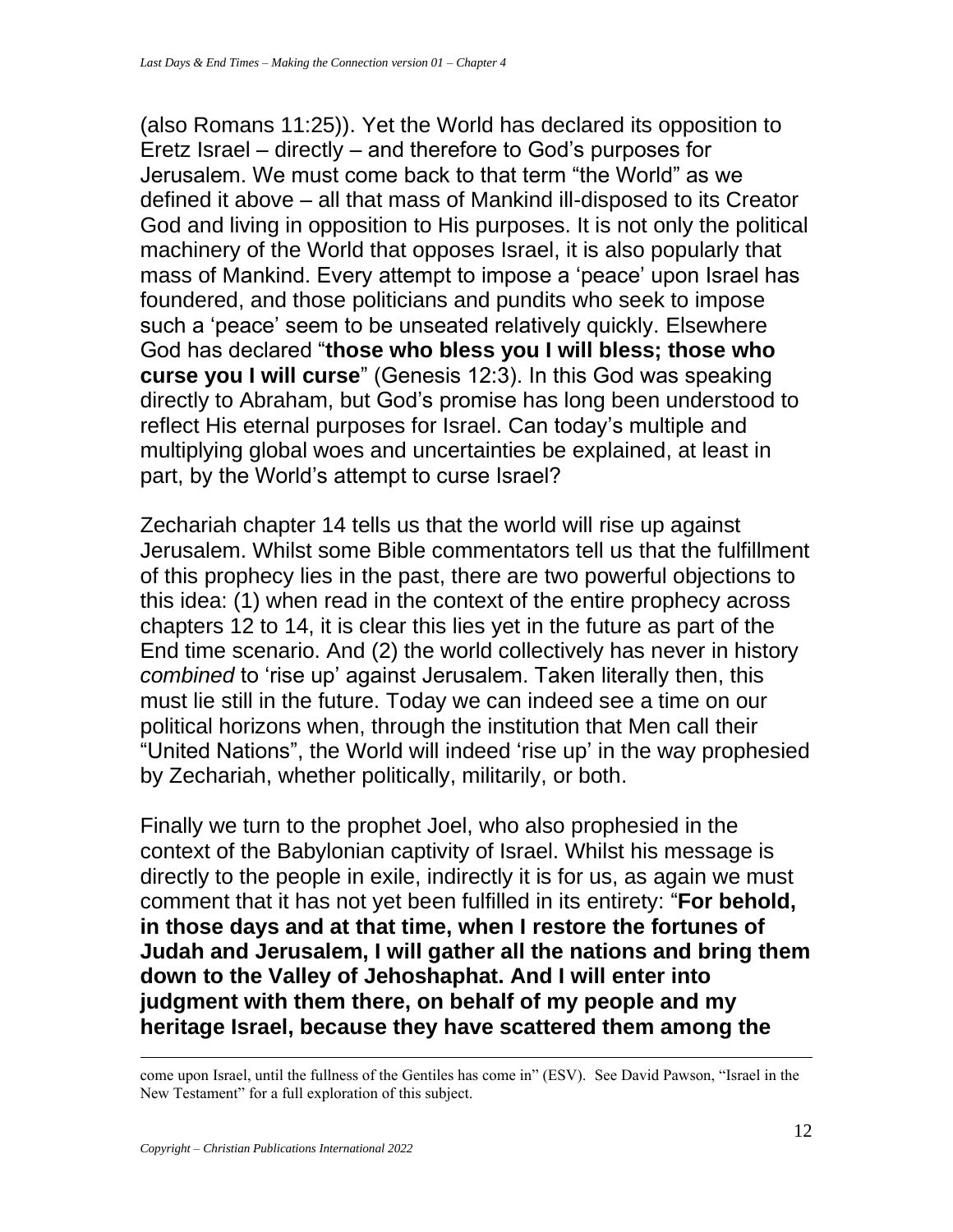(also Romans 11:25)). Yet the World has declared its opposition to Eretz Israel – directly – and therefore to God's purposes for Jerusalem. We must come back to that term "the World" as we defined it above – all that mass of Mankind ill-disposed to its Creator God and living in opposition to His purposes. It is not only the political machinery of the World that opposes Israel, it is also popularly that mass of Mankind. Every attempt to impose a 'peace' upon Israel has foundered, and those politicians and pundits who seek to impose such a 'peace' seem to be unseated relatively quickly. Elsewhere God has declared "**those who bless you I will bless; those who curse you I will curse**" (Genesis 12:3). In this God was speaking directly to Abraham, but God's promise has long been understood to reflect His eternal purposes for Israel. Can today's multiple and multiplying global woes and uncertainties be explained, at least in part, by the World's attempt to curse Israel?

Zechariah chapter 14 tells us that the world will rise up against Jerusalem. Whilst some Bible commentators tell us that the fulfillment of this prophecy lies in the past, there are two powerful objections to this idea: (1) when read in the context of the entire prophecy across chapters 12 to 14, it is clear this lies yet in the future as part of the End time scenario. And (2) the world collectively has never in history *combined* to 'rise up' against Jerusalem. Taken literally then, this must lie still in the future. Today we can indeed see a time on our political horizons when, through the institution that Men call their "United Nations", the World will indeed 'rise up' in the way prophesied by Zechariah, whether politically, militarily, or both.

Finally we turn to the prophet Joel, who also prophesied in the context of the Babylonian captivity of Israel. Whilst his message is directly to the people in exile, indirectly it is for us, as again we must comment that it has not yet been fulfilled in its entirety: "**For behold, in those days and at that time, when I restore the fortunes of Judah and Jerusalem, I will gather all the nations and bring them down to the Valley of Jehoshaphat. And I will enter into judgment with them there, on behalf of my people and my heritage Israel, because they have scattered them among the**

---

come upon Israel, until the fullness of the Gentiles has come in" (ESV). See David Pawson, "Israel in the New Testament" for a full exploration of this subject.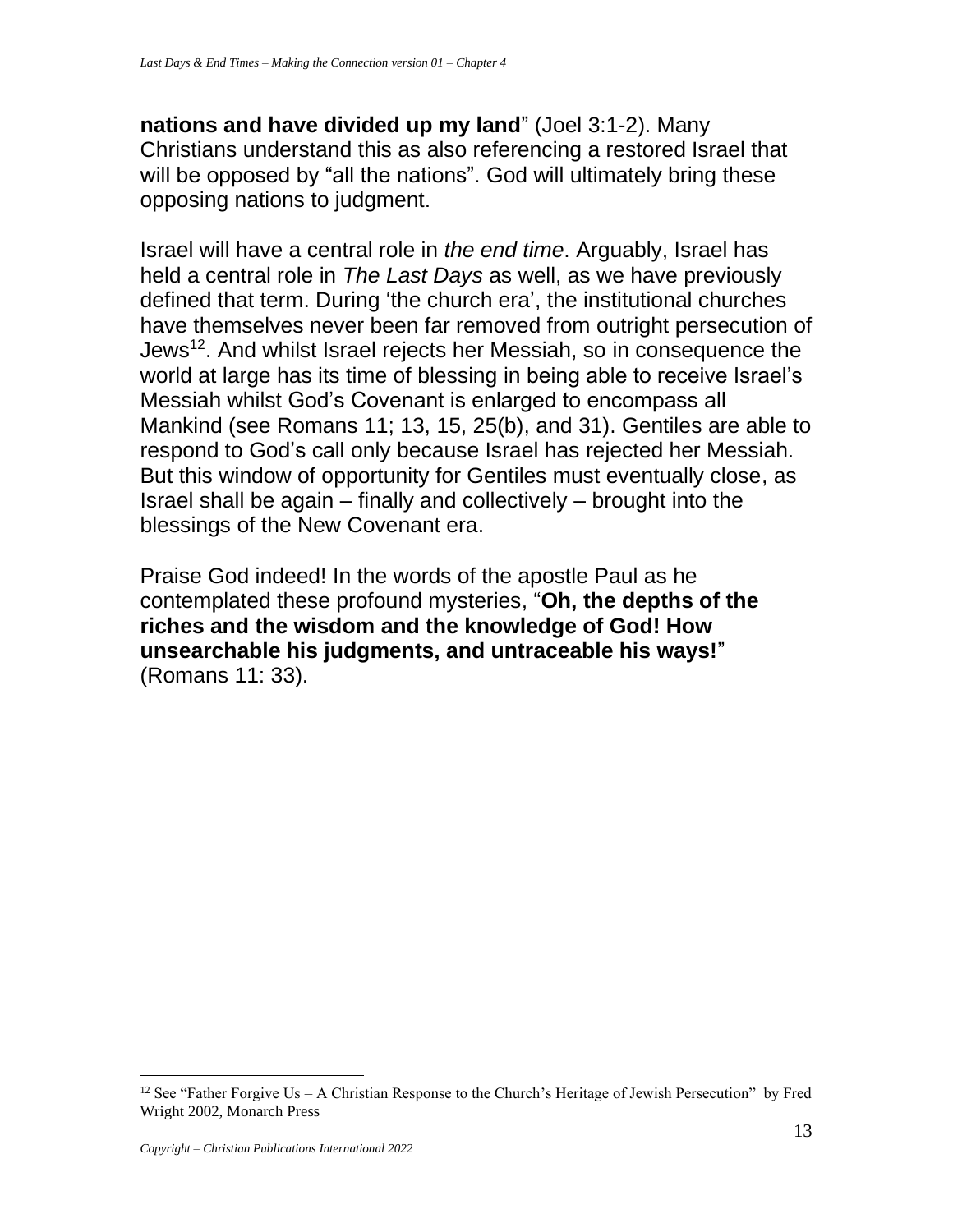**nations and have divided up my land**” (Joel 3:1-2). Many Christians understand this as also referencing a restored Israel that will be opposed by “all the nations”. God will ultimately bring these opposing nations to judgment.

Israel will have a central role in *the end time*. Arguably, Israel has held a central role in *The Last Days* as well, as we have previously defined that term. During ‘the church era’, the institutional churches have themselves never been far removed from outright persecution of Jews[12]. And whilst Israel rejects her Messiah, so in consequence the world at large has its time of blessing in being able to receive Israel’s Messiah whilst God’s Covenant is enlarged to encompass all Mankind (see Romans 11; 13, 15, 25(b), and 31). Gentiles are able to respond to God’s call only because Israel has rejected her Messiah. But this window of opportunity for Gentiles must eventually close, as Israel shall be again – finally and collectively – brought into the blessings of the New Covenant era.

Praise God indeed! In the words of the apostle Paul as he contemplated these profound mysteries, “**Oh, the depths of the riches and the wisdom and the knowledge of God! How unsearchable his judgments, and untraceable his ways!**” (Romans 11: 33).

[12] See “Father Forgive Us – A Christian Response to the Church’s Heritage of Jewish Persecution” by Fred Wright 2002, Monarch Press